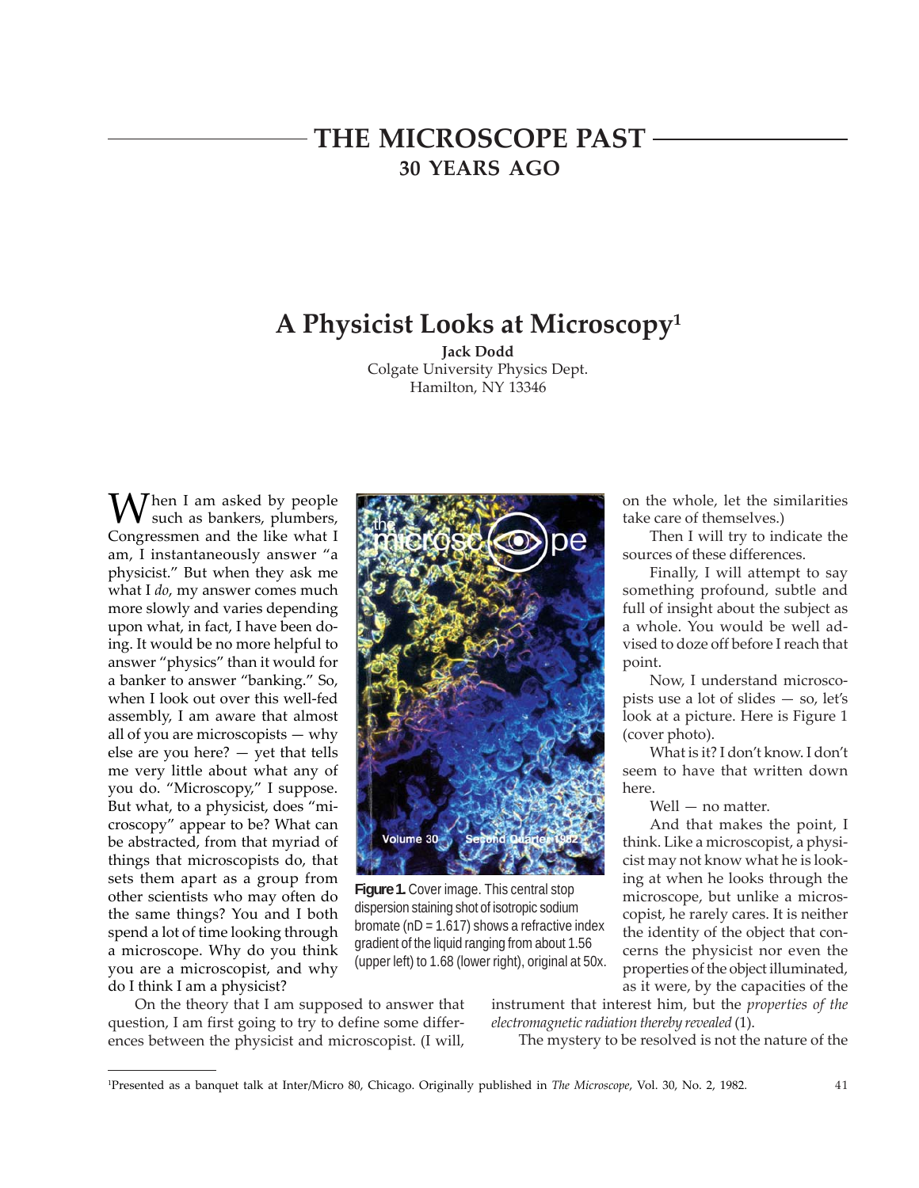# THE MICROSCOPE PAST

## 30 YEARS AGO

# A Physicist Looks at Microscopy[1]

**Jack Dodd**
Colgate University Physics Dept.
Hamilton, NY 13346

When I am asked by people such as bankers, plumbers, Congressmen and the like what I am, I instantaneously answer "a physicist." But when they ask me what I *do*, my answer comes much more slowly and varies depending upon what, in fact, I have been doing. It would be no more helpful to answer "physics" than it would for a banker to answer "banking." So, when I look out over this well-fed assembly, I am aware that almost all of you are microscopists — why else are you here? — yet that tells me very little about what any of you do. "Microscopy," I suppose. But what, to a physicist, does "microscopy" appear to be? What can be abstracted, from that myriad of things that microscopists do, that sets them apart as a group from other scientists who may often do the same things? You and I both spend a lot of time looking through a microscope. Why do you think you are a microscopist, and why do I think I am a physicist?

On the theory that I am supposed to answer that question, I am first going to try to define some differences between the physicist and microscopist. (I will, on the whole, let the similarities take care of themselves.)

Then I will try to indicate the sources of these differences.

Finally, I will attempt to say something profound, subtle and full of insight about the subject as a whole. You would be well advised to doze off before I reach that point.

Now, I understand microscopists use a lot of slides — so, let's look at a picture. Here is Figure 1 (cover photo).

**Figure 1.** Cover image. This central stop dispersion staining shot of isotropic sodium bromate ($n_D$ = 1.617) shows a refractive index gradient of the liquid ranging from about 1.56 (upper left) to 1.68 (lower right), original at 50x.

What is it? I don't know. I don't seem to have that written down here.

Well — no matter.

And that makes the point, I think. Like a microscopist, a physicist may not know what he is looking at when he looks through the microscope, but unlike a microscopist, he rarely cares. It is neither the identity of the object that concerns the physicist nor even the properties of the object illuminated, as it were, by the capacities of the instrument that interest him, but the *properties of the electromagnetic radiation thereby revealed* (1).

The mystery to be resolved is not the nature of the

---

[1]Presented as a banquet talk at Inter/Micro 80, Chicago. Originally published in *The Microscope*, Vol. 30, No. 2, 1982.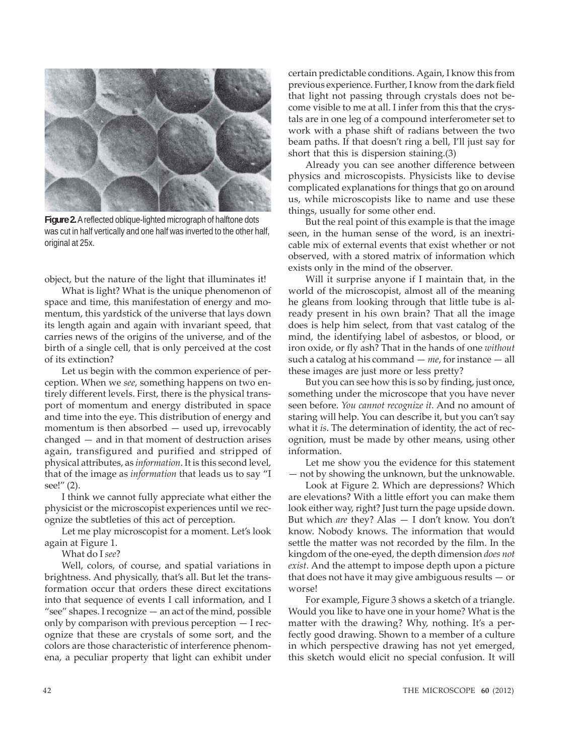**Figure 2.** A reflected oblique-lighted micrograph of halftone dots was cut in half vertically and one half was inverted to the other half, original at 25x.

object, but the nature of the light that illuminates it!

What is light? What is the unique phenomenon of space and time, this manifestation of energy and momentum, this yardstick of the universe that lays down its length again and again with invariant speed, that carries news of the origins of the universe, and of the birth of a single cell, that is only perceived at the cost of its extinction?

Let us begin with the common experience of perception. When we *see*, something happens on two entirely different levels. First, there is the physical transport of momentum and energy distributed in space and time into the eye. This distribution of energy and momentum is then absorbed — used up, irrevocably changed — and in that moment of destruction arises again, transfigured and purified and stripped of physical attributes, as *information*. It is this second level, that of the image as *information* that leads us to say "I see!" (2).

I think we cannot fully appreciate what either the physicist or the microscopist experiences until we recognize the subtleties of this act of perception.

Let me play microscopist for a moment. Let's look again at Figure 1.

What do I *see*?

Well, colors, of course, and spatial variations in brightness. And physically, that's all. But let the transformation occur that orders these direct excitations into that sequence of events I call information, and I "see" shapes. I recognize — an act of the mind, possible only by comparison with previous perception — I recognize that these are crystals of some sort, and the colors are those characteristic of interference phenomena, a peculiar property that light can exhibit under certain predictable conditions. Again, I know this from previous experience. Further, I know from the dark field that light not passing through crystals does not become visible to me at all. I infer from this that the crystals are in one leg of a compound interferometer set to work with a phase shift of radians between the two beam paths. If that doesn't ring a bell, I'll just say for short that this is dispersion staining.(3)

Already you can see another difference between physics and microscopists. Physicists like to devise complicated explanations for things that go on around us, while microscopists like to name and use these things, usually for some other end.

But the real point of this example is that the image seen, in the human sense of the word, is an inextricable mix of external events that exist whether or not observed, with a stored matrix of information which exists only in the mind of the observer.

Will it surprise anyone if I maintain that, in the world of the microscopist, almost all of the meaning he gleans from looking through that little tube is already present in his own brain? That all the image does is help him select, from that vast catalog of the mind, the identifying label of asbestos, or blood, or iron oxide, or fly ash? That in the hands of one *without* such a catalog at his command — *me*, for instance — all these images are just more or less pretty?

But you can see how this is so by finding, just once, something under the microscope that you have never seen before. *You cannot recognize it.* And no amount of staring will help. You can describe it, but you can't say what it *is*. The determination of identity, the act of recognition, must be made by other means, using other information.

Let me show you the evidence for this statement — not by showing the unknown, but the unknowable.

Look at Figure 2. Which are depressions? Which are elevations? With a little effort you can make them look either way, right? Just turn the page upside down. But which *are* they? Alas — I don't know. You don't know. Nobody knows. The information that would settle the matter was not recorded by the film. In the kingdom of the one-eyed, the depth dimension *does not exist*. And the attempt to impose depth upon a picture that does not have it may give ambiguous results — or worse!

For example, Figure 3 shows a sketch of a triangle. Would you like to have one in your home? What is the matter with the drawing? Why, nothing. It's a perfectly good drawing. Shown to a member of a culture in which perspective drawing has not yet emerged, this sketch would elicit no special confusion. It will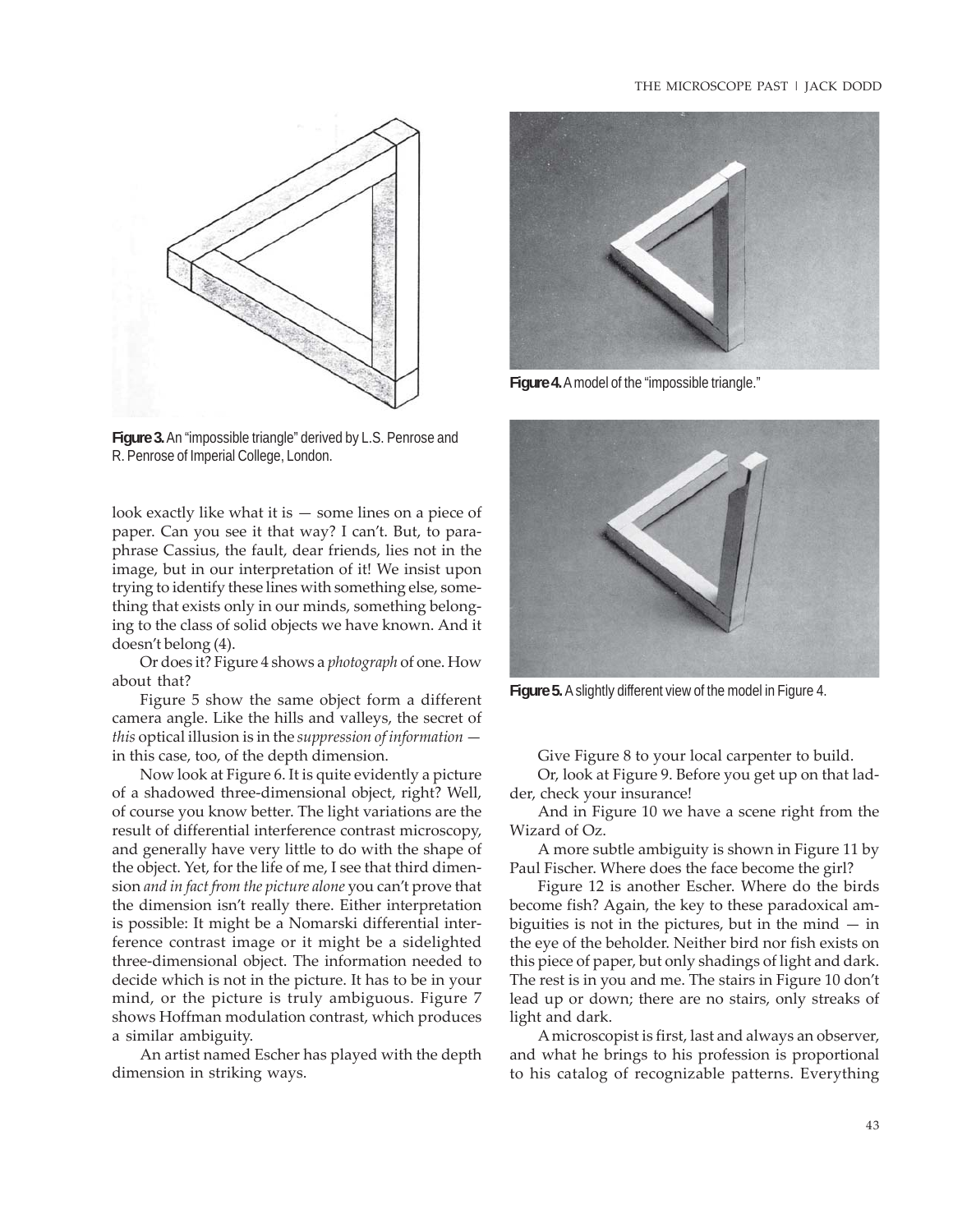Figure 3. An "impossible triangle" derived by L.S. Penrose and R. Penrose of Imperial College, London.

Figure 4. A model of the "impossible triangle."

Figure 5. A slightly different view of the model in Figure 4.

look exactly like what it is — some lines on a piece of paper. Can you see it that way? I can't. But, to paraphrase Cassius, the fault, dear friends, lies not in the image, but in our interpretation of it! We insist upon trying to identify these lines with something else, something that exists only in our minds, something belonging to the class of solid objects we have known. And it doesn't belong (4).

Or does it? Figure 4 shows a *photograph* of one. How about that?

Figure 5 show the same object form a different camera angle. Like the hills and valleys, the secret of *this* optical illusion is in the *suppression of information* — in this case, too, of the depth dimension.

Now look at Figure 6. It is quite evidently a picture of a shadowed three-dimensional object, right? Well, of course you know better. The light variations are the result of differential interference contrast microscopy, and generally have very little to do with the shape of the object. Yet, for the life of me, I see that third dimension *and in fact from the picture alone* you can't prove that the dimension isn't really there. Either interpretation is possible: It might be a Nomarski differential interference contrast image or it might be a sidelighted three-dimensional object. The information needed to decide which is not in the picture. It has to be in your mind, or the picture is truly ambiguous. Figure 7 shows Hoffman modulation contrast, which produces a similar ambiguity.

An artist named Escher has played with the depth dimension in striking ways.

Give Figure 8 to your local carpenter to build.

Or, look at Figure 9. Before you get up on that ladder, check your insurance!

And in Figure 10 we have a scene right from the Wizard of Oz.

A more subtle ambiguity is shown in Figure 11 by Paul Fischer. Where does the face become the girl?

Figure 12 is another Escher. Where do the birds become fish? Again, the key to these paradoxical ambiguities is not in the pictures, but in the mind — in the eye of the beholder. Neither bird nor fish exists on this piece of paper, but only shadings of light and dark. The rest is in you and me. The stairs in Figure 10 don't lead up or down; there are no stairs, only streaks of light and dark.

A microscopist is first, last and always an observer, and what he brings to his profession is proportional to his catalog of recognizable patterns. Everything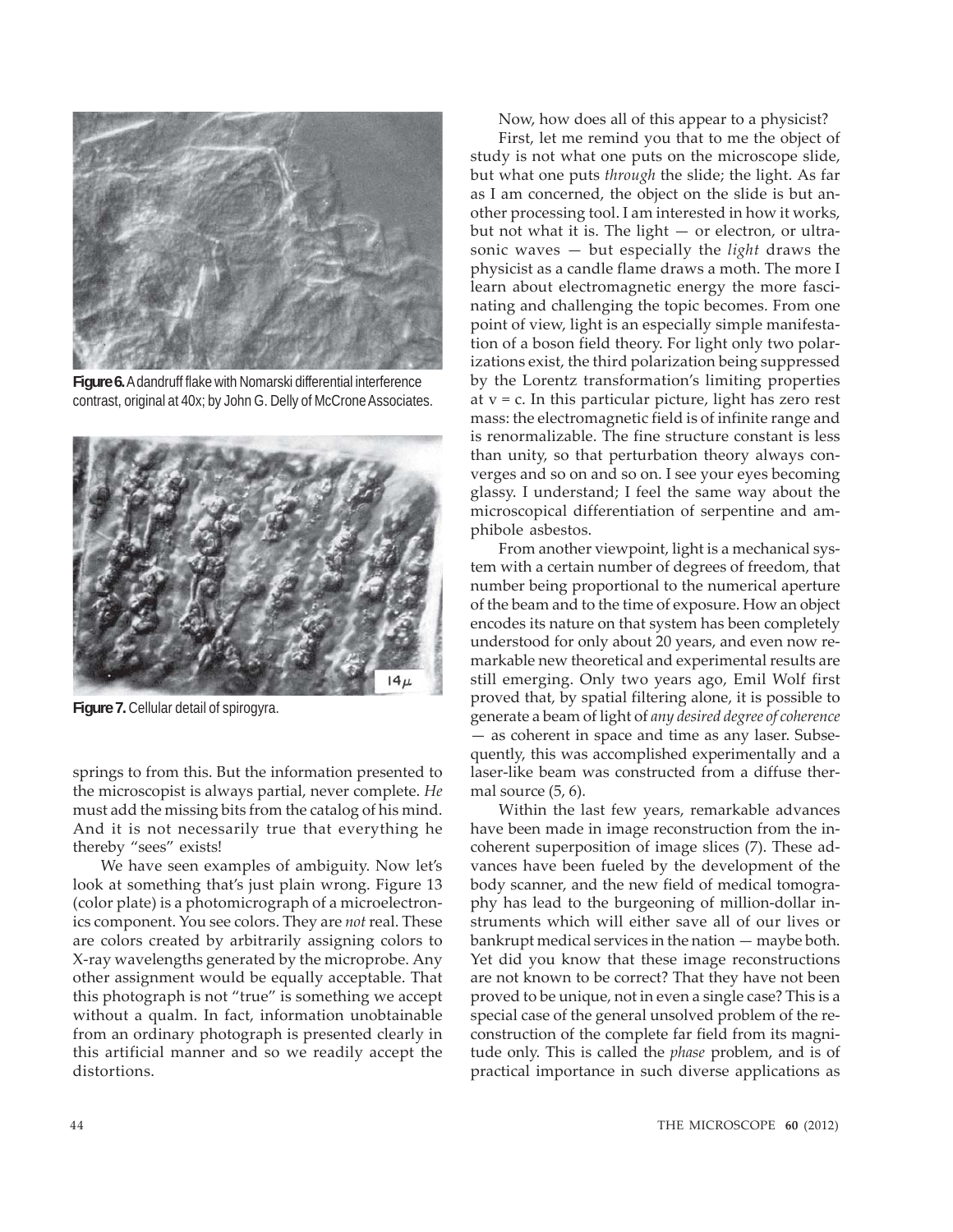**Figure 6.** A dandruff flake with Nomarski differential interference contrast, original at 40x; by John G. Delly of McCrone Associates.

**Figure 7.** Cellular detail of spirogyra.

springs to from this. But the information presented to the microscopist is always partial, never complete. *He* must add the missing bits from the catalog of his mind. And it is not necessarily true that everything he thereby "sees" exists!

We have seen examples of ambiguity. Now let's look at something that's just plain wrong. Figure 13 (color plate) is a photomicrograph of a microelectronics component. You see colors. They are *not* real. These are colors created by arbitrarily assigning colors to X-ray wavelengths generated by the microprobe. Any other assignment would be equally acceptable. That this photograph is not "true" is something we accept without a qualm. In fact, information unobtainable from an ordinary photograph is presented clearly in this artificial manner and so we readily accept the distortions.

Now, how does all of this appear to a physicist?

First, let me remind you that to me the object of study is not what one puts on the microscope slide, but what one puts *through* the slide; the light. As far as I am concerned, the object on the slide is but another processing tool. I am interested in how it works, but not what it is. The light — or electron, or ultrasonic waves — but especially the *light* draws the physicist as a candle flame draws a moth. The more I learn about electromagnetic energy the more fascinating and challenging the topic becomes. From one point of view, light is an especially simple manifestation of a boson field theory. For light only two polarizations exist, the third polarization being suppressed by the Lorentz transformation's limiting properties at $v = c$. In this particular picture, light has zero rest mass: the electromagnetic field is of infinite range and is renormalizable. The fine structure constant is less than unity, so that perturbation theory always converges and so on and so on. I see your eyes becoming glassy. I understand; I feel the same way about the microscopical differentiation of serpentine and amphibole asbestos.

From another viewpoint, light is a mechanical system with a certain number of degrees of freedom, that number being proportional to the numerical aperture of the beam and to the time of exposure. How an object encodes its nature on that system has been completely understood for only about 20 years, and even now remarkable new theoretical and experimental results are still emerging. Only two years ago, Emil Wolf first proved that, by spatial filtering alone, it is possible to generate a beam of light of *any desired degree of coherence* — as coherent in space and time as any laser. Subsequently, this was accomplished experimentally and a laser-like beam was constructed from a diffuse thermal source (5, 6).

Within the last few years, remarkable advances have been made in image reconstruction from the incoherent superposition of image slices (7). These advances have been fueled by the development of the body scanner, and the new field of medical tomography has lead to the burgeoning of million-dollar instruments which will either save all of our lives or bankrupt medical services in the nation — maybe both. Yet did you know that these image reconstructions are not known to be correct? That they have not been proved to be unique, not in even a single case? This is a special case of the general unsolved problem of the reconstruction of the complete far field from its magnitude only. This is called the *phase* problem, and is of practical importance in such diverse applications as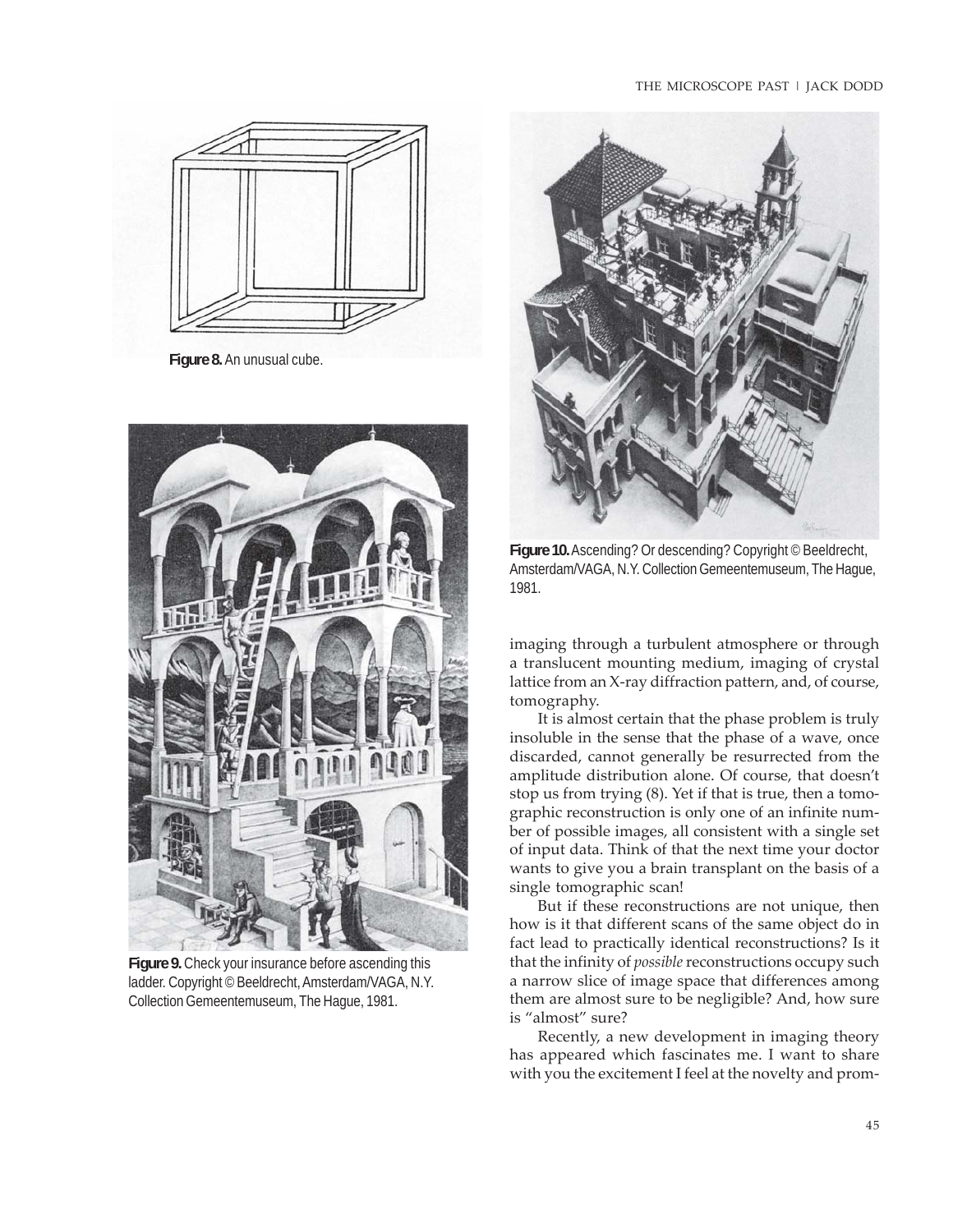**Figure 8.** An unusual cube.

**Figure 9.** Check your insurance before ascending this ladder. Copyright © Beeldrecht, Amsterdam/VAGA, N.Y. Collection Gemeentemuseum, The Hague, 1981.

**Figure 10.** Ascending? Or descending? Copyright © Beeldrecht, Amsterdam/VAGA, N.Y. Collection Gemeentemuseum, The Hague, 1981.

imaging through a turbulent atmosphere or through a translucent mounting medium, imaging of crystal lattice from an X-ray diffraction pattern, and, of course, tomography.

It is almost certain that the phase problem is truly insoluble in the sense that the phase of a wave, once discarded, cannot generally be resurrected from the amplitude distribution alone. Of course, that doesn't stop us from trying (8). Yet if that is true, then a tomographic reconstruction is only one of an infinite number of possible images, all consistent with a single set of input data. Think of that the next time your doctor wants to give you a brain transplant on the basis of a single tomographic scan!

But if these reconstructions are not unique, then how is it that different scans of the same object do in fact lead to practically identical reconstructions? Is it that the infinity of *possible* reconstructions occupy such a narrow slice of image space that differences among them are almost sure to be negligible? And, how sure is "almost" sure?

Recently, a new development in imaging theory has appeared which fascinates me. I want to share with you the excitement I feel at the novelty and prom-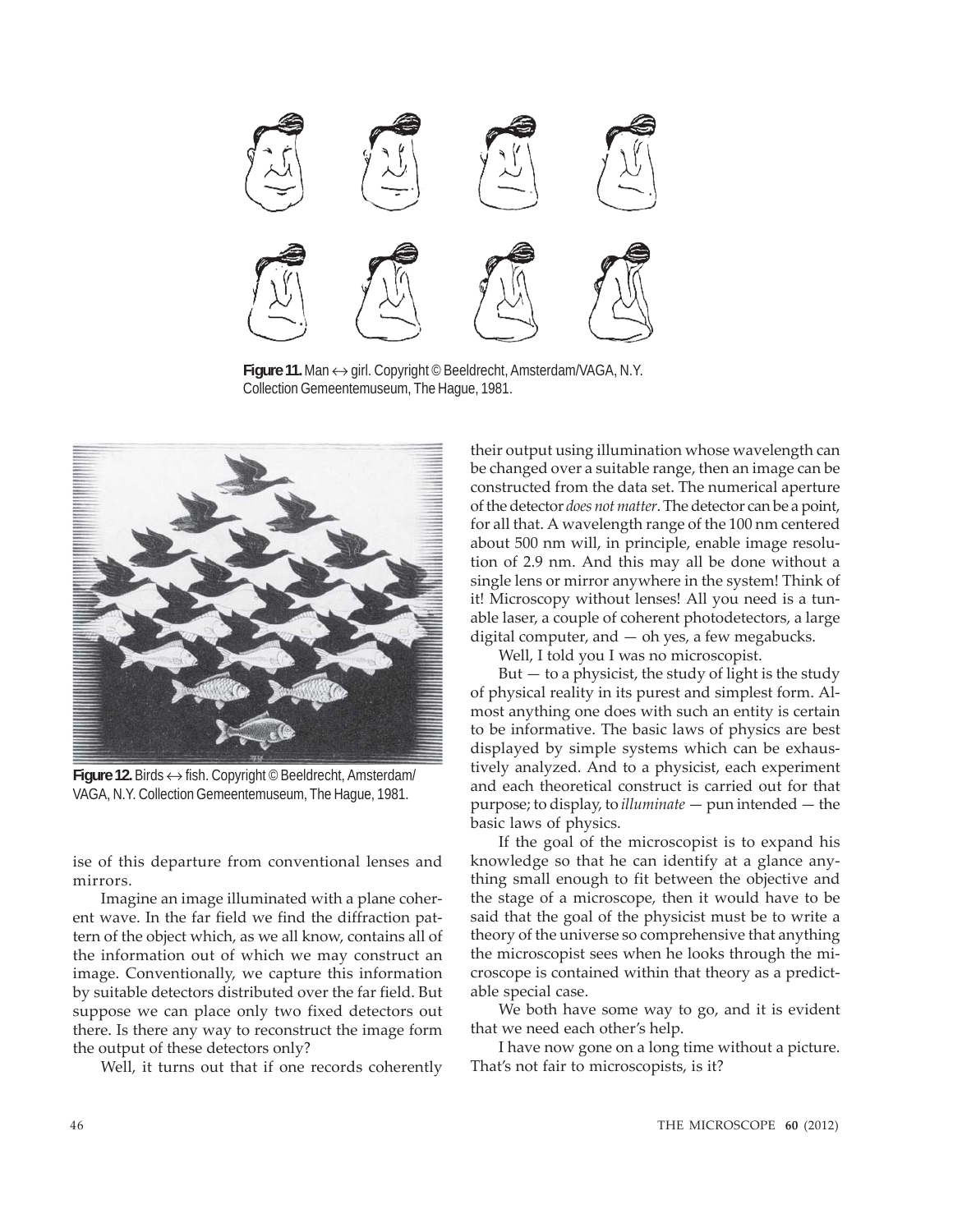Figure 11. Man ↔ girl. Copyright © Beeldrecht, Amsterdam/VAGA, N.Y. Collection Gemeentemuseum, The Hague, 1981.

Figure 12. Birds ↔ fish. Copyright © Beeldrecht, Amsterdam/VAGA, N.Y. Collection Gemeentemuseum, The Hague, 1981.

ise of this departure from conventional lenses and mirrors.

Imagine an image illuminated with a plane coherent wave. In the far field we find the diffraction pattern of the object which, as we all know, contains all of the information out of which we may construct an image. Conventionally, we capture this information by suitable detectors distributed over the far field. But suppose we can place only two fixed detectors out there. Is there any way to reconstruct the image form the output of these detectors only?

Well, it turns out that if one records coherently their output using illumination whose wavelength can be changed over a suitable range, then an image can be constructed from the data set. The numerical aperture of the detector *does not matter*. The detector can be a point, for all that. A wavelength range of the 100 nm centered about 500 nm will, in principle, enable image resolution of 2.9 nm. And this may all be done without a single lens or mirror anywhere in the system! Think of it! Microscopy without lenses! All you need is a tunable laser, a couple of coherent photodetectors, a large digital computer, and — oh yes, a few megabucks.

Well, I told you I was no microscopist.

But — to a physicist, the study of light is the study of physical reality in its purest and simplest form. Almost anything one does with such an entity is certain to be informative. The basic laws of physics are best displayed by simple systems which can be exhaustively analyzed. And to a physicist, each experiment and each theoretical construct is carried out for that purpose; to display, to *illuminate* — pun intended — the basic laws of physics.

If the goal of the microscopist is to expand his knowledge so that he can identify at a glance anything small enough to fit between the objective and the stage of a microscope, then it would have to be said that the goal of the physicist must be to write a theory of the universe so comprehensive that anything the microscopist sees when he looks through the microscope is contained within that theory as a predictable special case.

We both have some way to go, and it is evident that we need each other's help.

I have now gone on a long time without a picture. That's not fair to microscopists, is it?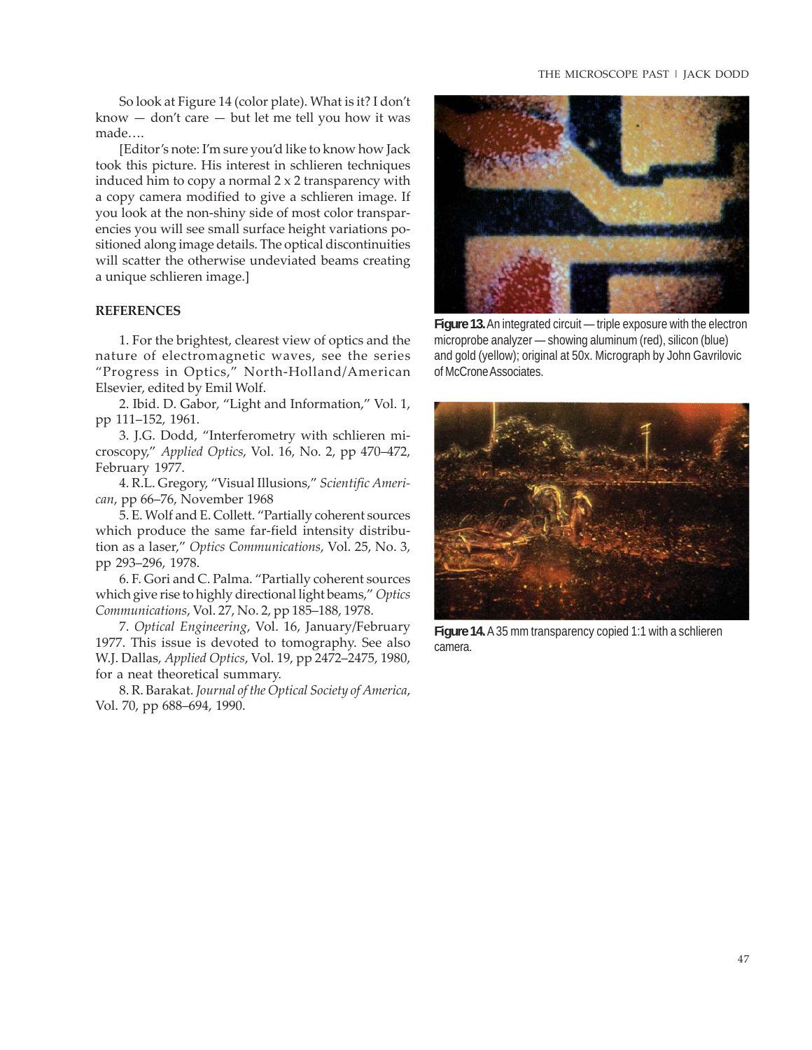So look at Figure 14 (color plate). What is it? I don't know — don't care — but let me tell you how it was made….

[Editor's note: I'm sure you'd like to know how Jack took this picture. His interest in schlieren techniques induced him to copy a normal 2 x 2 transparency with a copy camera modified to give a schlieren image. If you look at the non-shiny side of most color transparencies you will see small surface height variations positioned along image details. The optical discontinuities will scatter the otherwise undeviated beams creating a unique schlieren image.]

## REFERENCES

1. For the brightest, clearest view of optics and the nature of electromagnetic waves, see the series "Progress in Optics," North-Holland/American Elsevier, edited by Emil Wolf.

2. Ibid. D. Gabor, "Light and Information," Vol. 1, pp 111–152, 1961.

3. J.G. Dodd, "Interferometry with schlieren microscopy," *Applied Optics*, Vol. 16, No. 2, pp 470–472, February 1977.

4. R.L. Gregory, "Visual Illusions," *Scientific American*, pp 66–76, November 1968

5. E. Wolf and E. Collett. "Partially coherent sources which produce the same far-field intensity distribution as a laser," *Optics Communications*, Vol. 25, No. 3, pp 293–296, 1978.

6. F. Gori and C. Palma. "Partially coherent sources which give rise to highly directional light beams," *Optics Communications*, Vol. 27, No. 2, pp 185–188, 1978.

7. *Optical Engineering*, Vol. 16, January/February 1977. This issue is devoted to tomography. See also W.J. Dallas, *Applied Optics*, Vol. 19, pp 2472–2475, 1980, for a neat theoretical summary.

8. R. Barakat. *Journal of the Optical Society of America*, Vol. 70, pp 688–694, 1990.

**Figure 13.** An integrated circuit — triple exposure with the electron microprobe analyzer — showing aluminum (red), silicon (blue) and gold (yellow); original at 50x. Micrograph by John Gavrilovic of McCrone Associates.

**Figure 14.** A 35 mm transparency copied 1:1 with a schlieren camera.